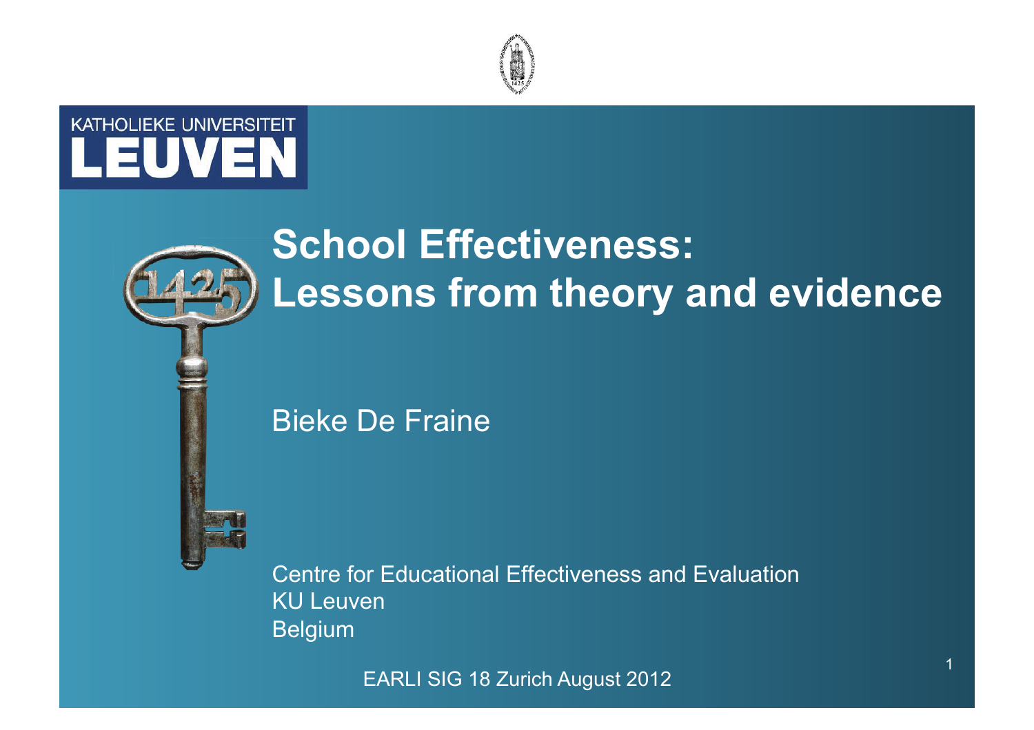KATHOLIEKE UNIVERSITEIT
LEUVEN

# School Effectiveness: Lessons from theory and evidence

Bieke De Fraine

Centre for Educational Effectiveness and Evaluation
KU Leuven
Belgium

EARLI SIG 18 Zurich August 2012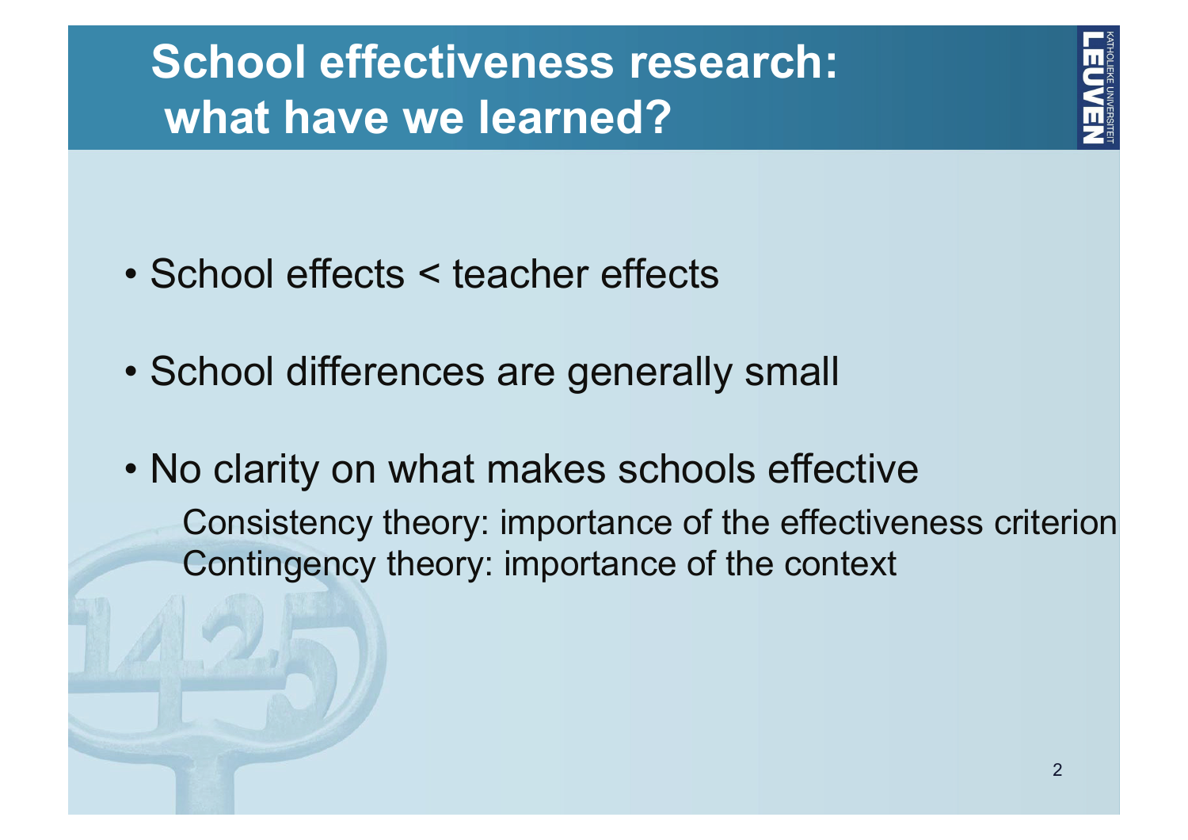# School effectiveness research: what have we learned?

- School effects < teacher effects
- School differences are generally small
- No clarity on what makes schools effective
  - Consistency theory: importance of the effectiveness criterion
  - Contingency theory: importance of the context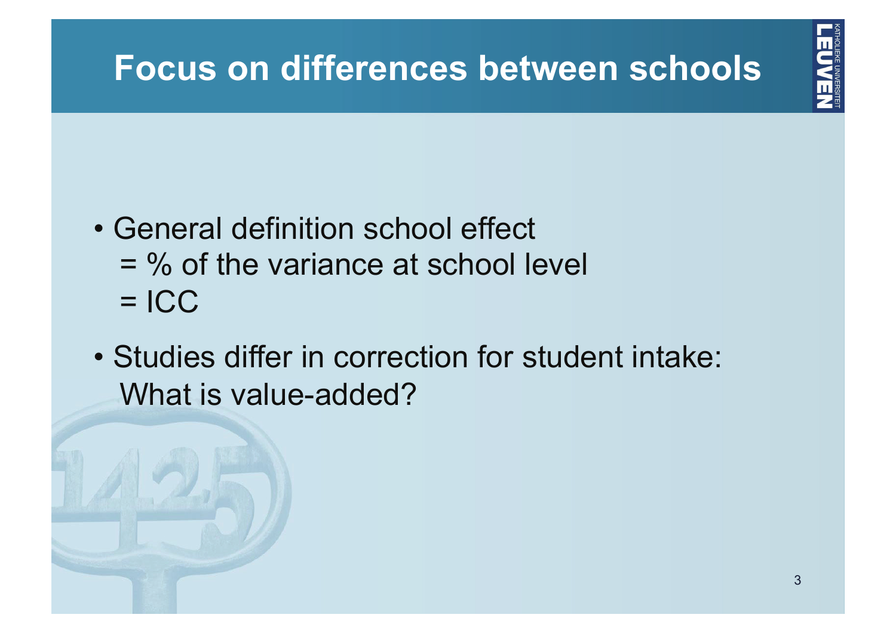# Focus on differences between schools

- General definition school effect
  = % of the variance at school level
  = ICC
- Studies differ in correction for student intake:
  What is value-added?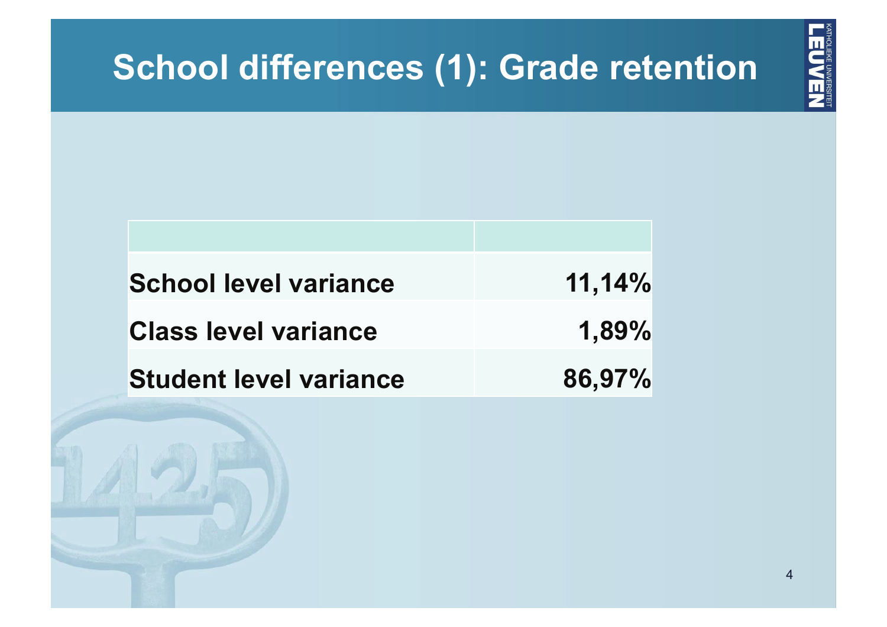# School differences (1): Grade retention

| | |
|---|---|
| **School level variance** | **11,14%** |
| **Class level variance** | **1,89%** |
| **Student level variance** | **86,97%** |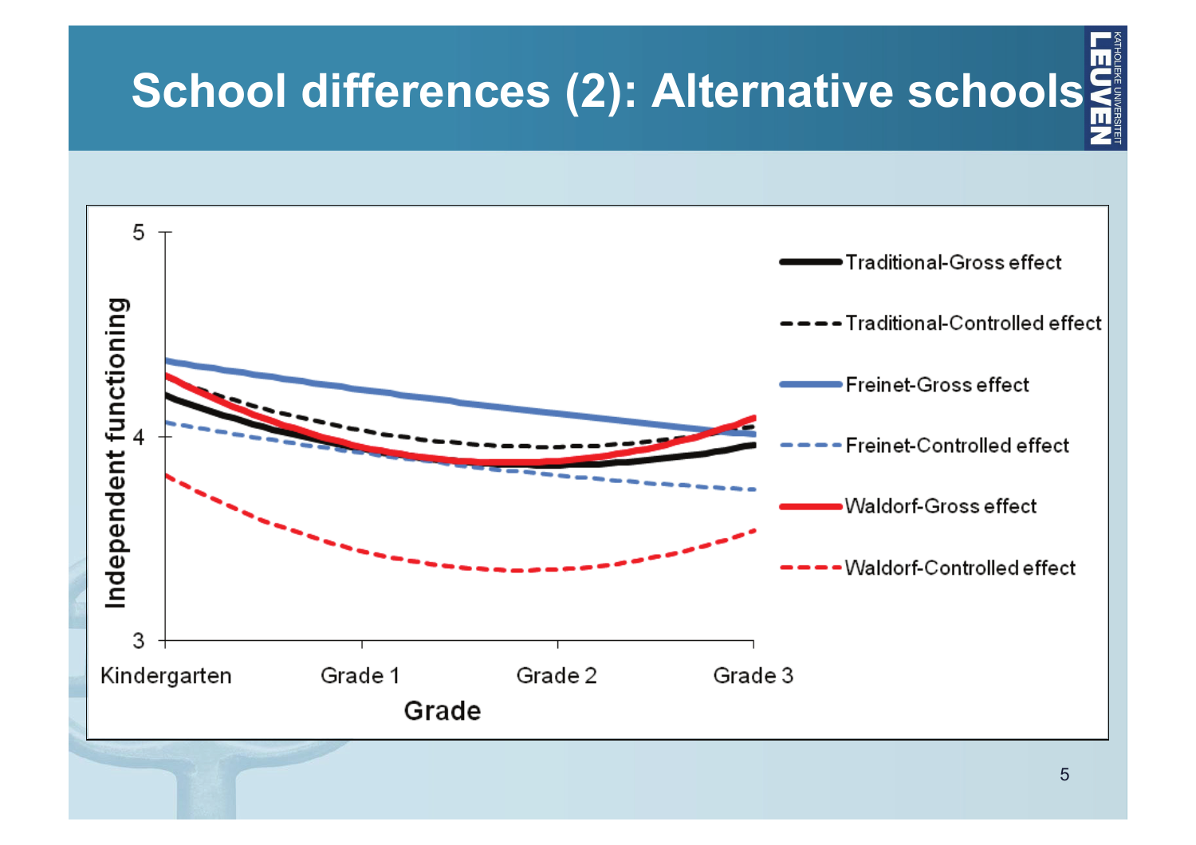# School differences (2): Alternative schools

Independent functioning

5

4

3

Kindergarten

Grade 1

Grade 2

Grade 3

Grade

Traditional-Gross effect

Traditional-Controlled effect

Freinet-Gross effect

Freinet-Controlled effect

Waldorf-Gross effect

Waldorf-Controlled effect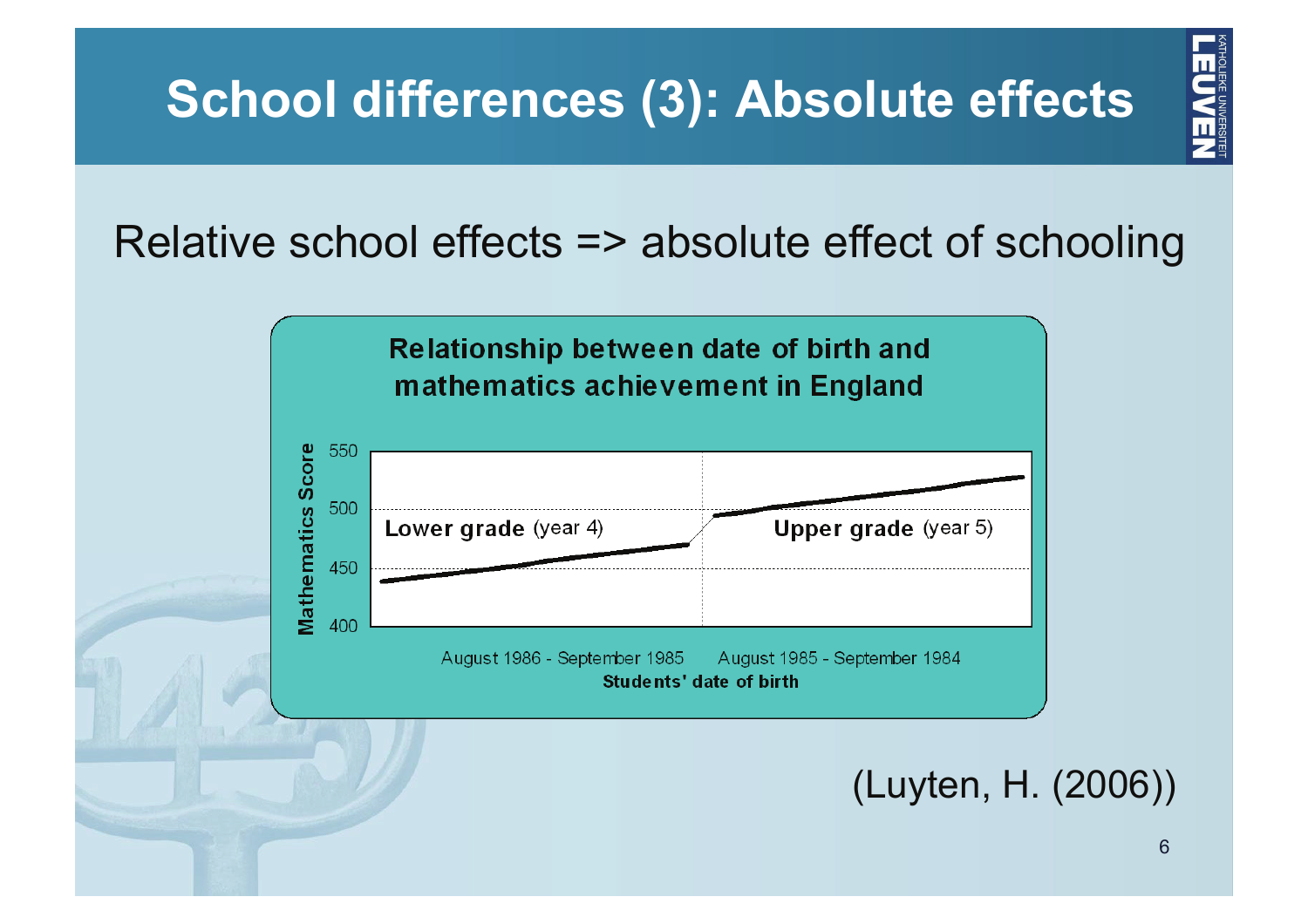# School differences (3): Absolute effects

Relative school effects => absolute effect of schooling

Relationship between date of birth and mathematics achievement in England

Mathematics Score

550

500

450

400

Lower grade (year 4)

Upper grade (year 5)

August 1986 - September 1985

August 1985 - September 1984

Students' date of birth

(Luyten, H. (2006))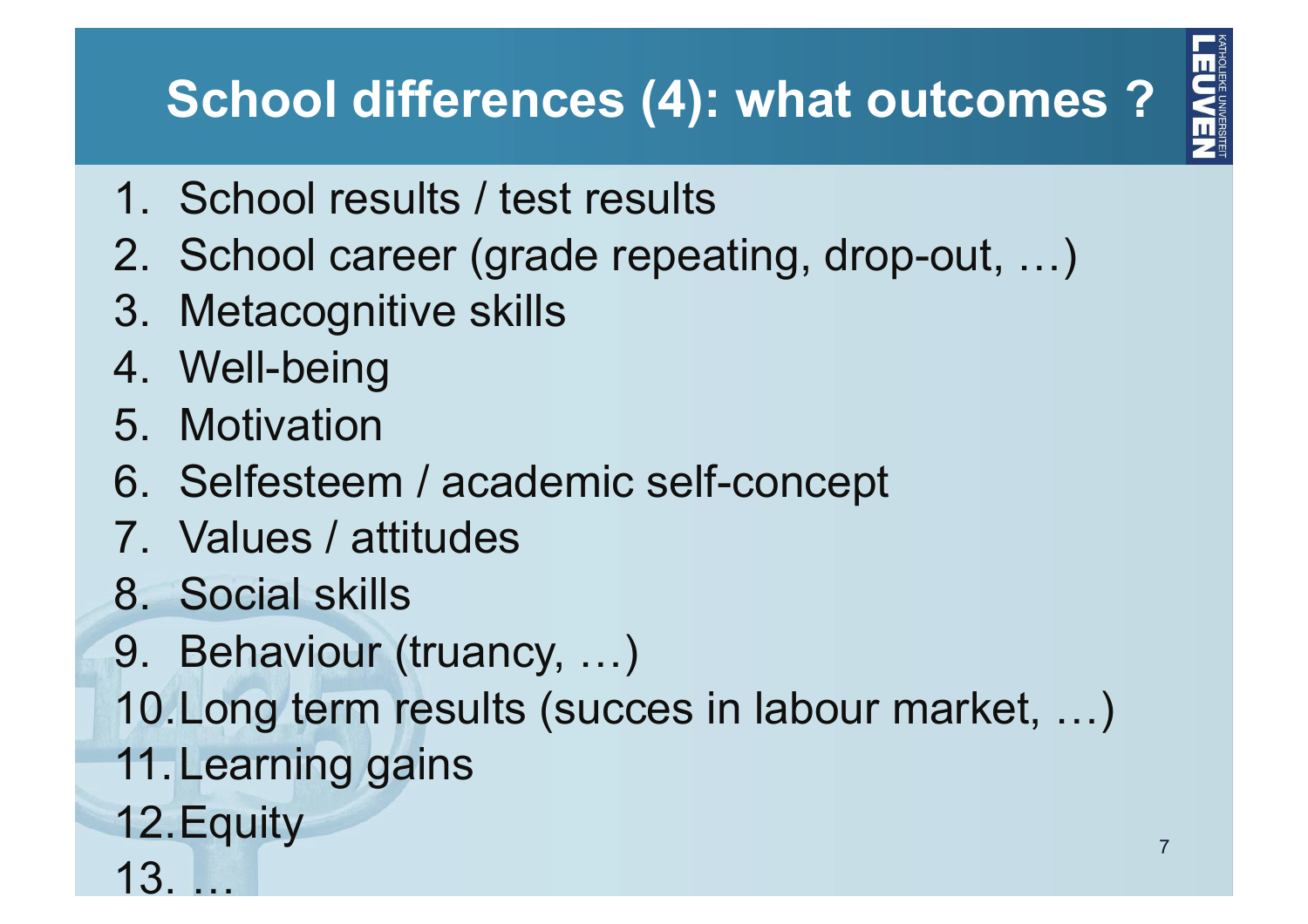# School differences (4): what outcomes ?

1. School results / test results
2. School career (grade repeating, drop-out, …)
3. Metacognitive skills
4. Well-being
5. Motivation
6. Selfesteem / academic self-concept
7. Values / attitudes
8. Social skills
9. Behaviour (truancy, …)
10. Long term results (succes in labour market, …)
11. Learning gains
12. Equity
13. …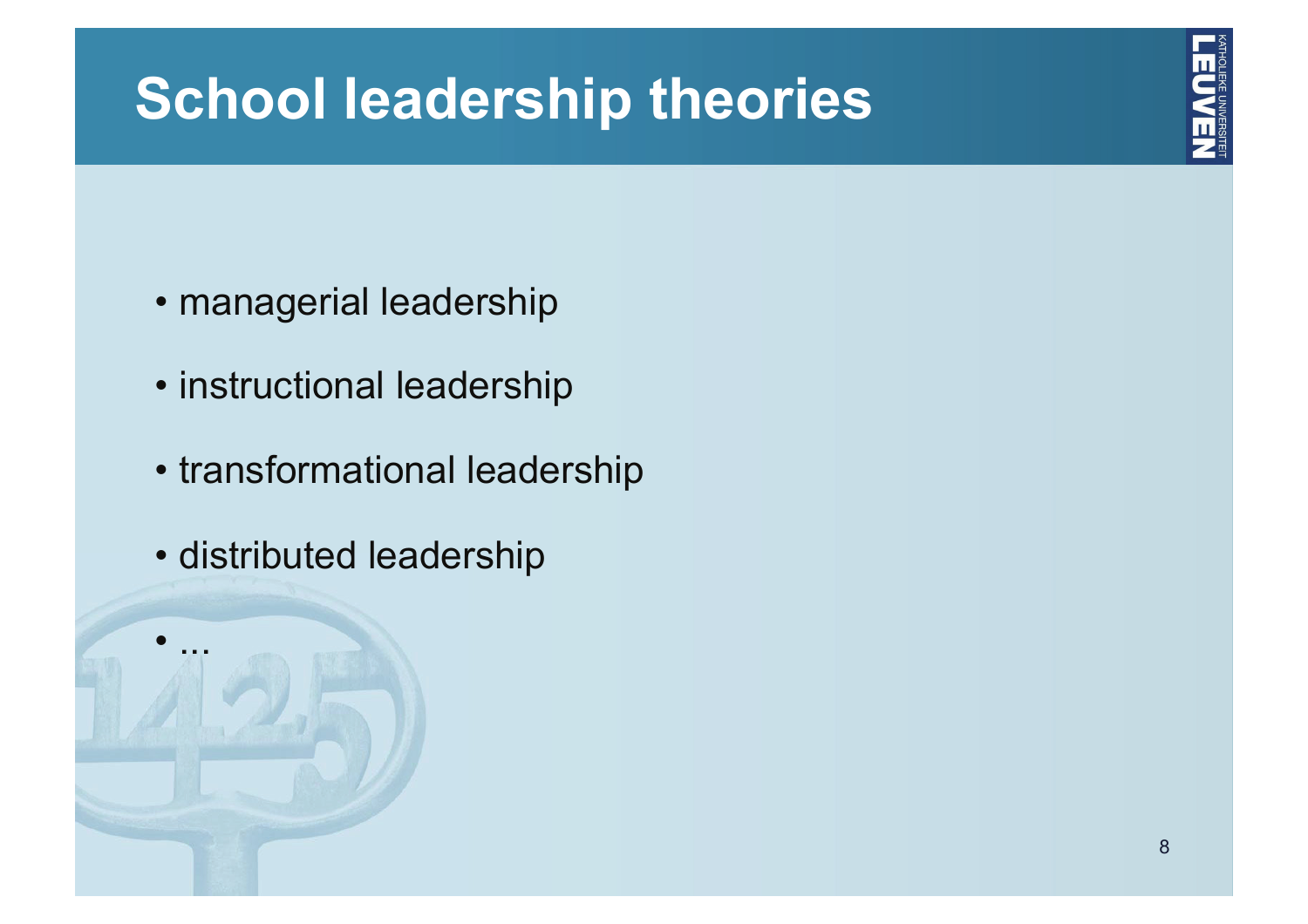# School leadership theories

- managerial leadership
- instructional leadership
- transformational leadership
- distributed leadership
- ...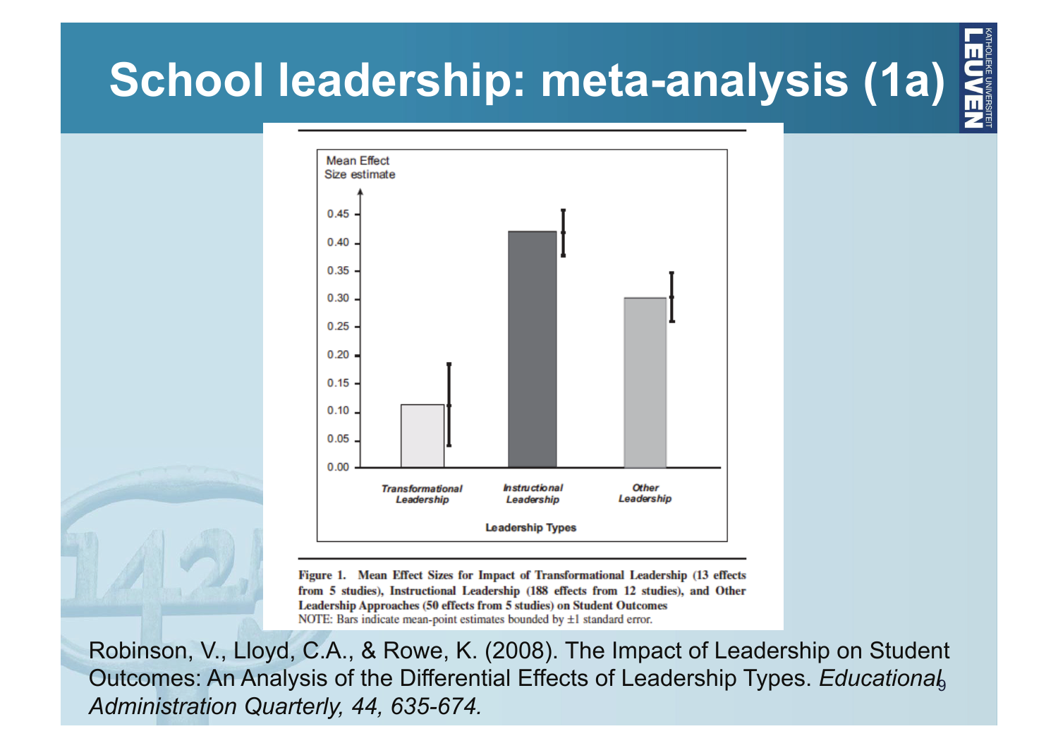# School leadership: meta-analysis (1a)

Mean Effect Size estimate

Transformational Leadership | Instructional Leadership | Other Leadership

Leadership Types

**Figure 1. Mean Effect Sizes for Impact of Transformational Leadership (13 effects from 5 studies), Instructional Leadership (188 effects from 12 studies), and Other Leadership Approaches (50 effects from 5 studies) on Student Outcomes**

NOTE: Bars indicate mean-point estimates bounded by ±1 standard error.

Robinson, V., Lloyd, C.A., & Rowe, K. (2008). The Impact of Leadership on Student Outcomes: An Analysis of the Differential Effects of Leadership Types. *Educational Administration Quarterly, 44, 635-674.*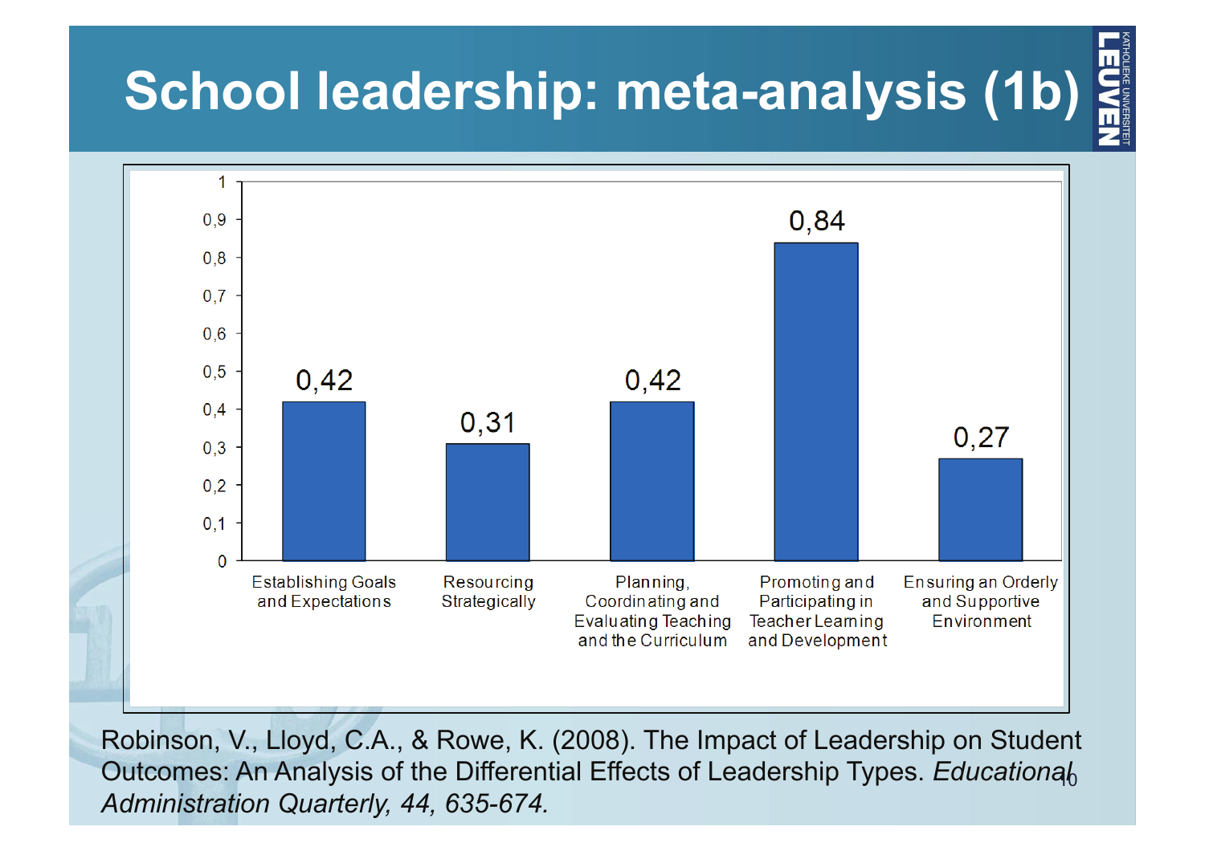# School leadership: meta-analysis (1b)

1
0,9
0,8
0,7
0,6
0,5
0,4
0,3
0,2
0,1
0

0,42
0,31
0,42
0,84
0,27

Establishing Goals and Expectations
Resourcing Strategically
Planning, Coordinating and Evaluating Teaching and the Curriculum
Promoting and Participating in Teacher Learning and Development
Ensuring an Orderly and Supportive Environment

Robinson, V., Lloyd, C.A., & Rowe, K. (2008). The Impact of Leadership on Student Outcomes: An Analysis of the Differential Effects of Leadership Types. *Educational Administration Quarterly, 44, 635-674.*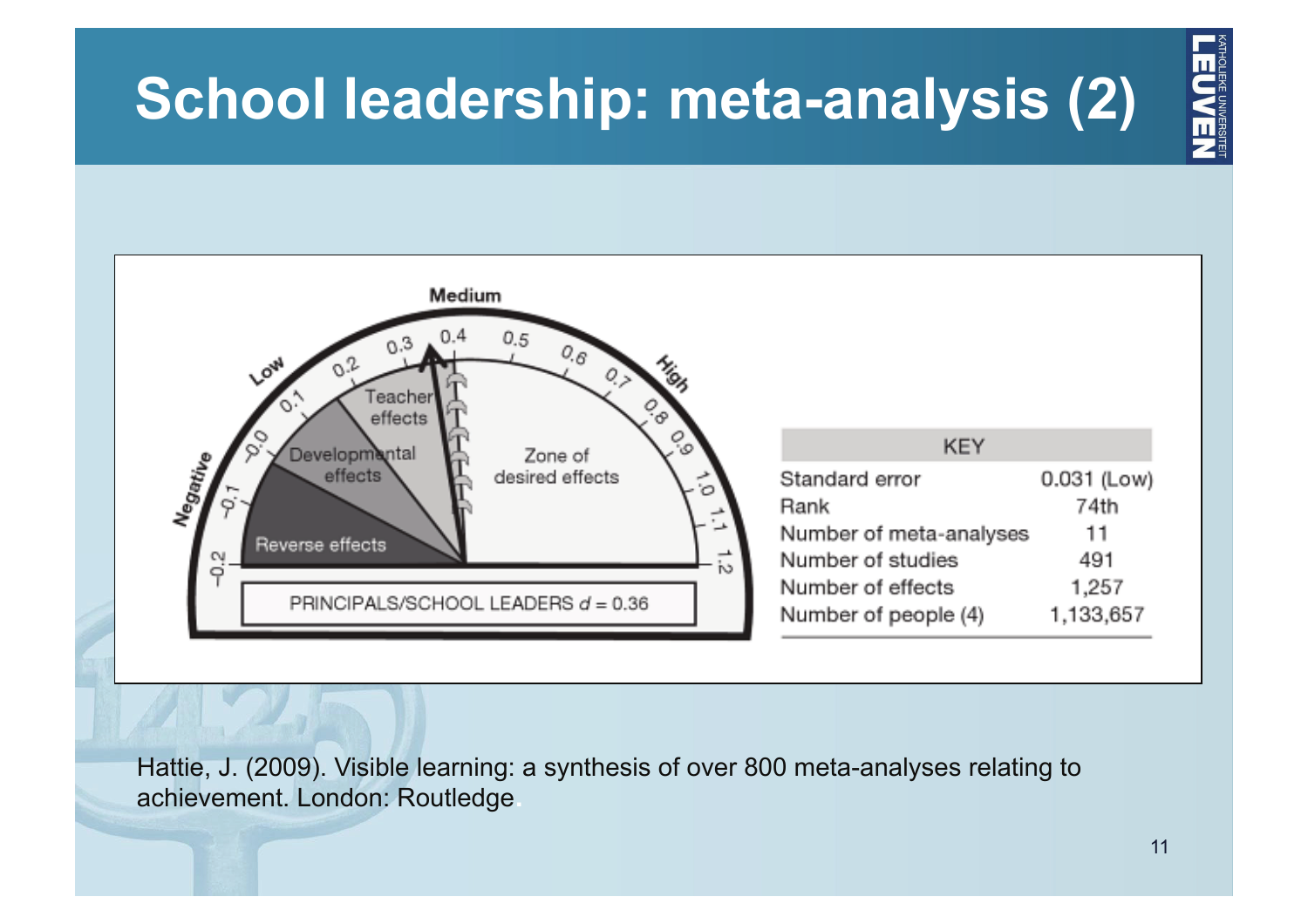# School leadership: meta-analysis (2)

Medium

Low

High

Negative

0.4
0.3
0.5
0.2
0.6
0.1
0.7
-0.0
0.8
-0.1
0.9
-0.2
1.0
1.1
1.2

Teacher effects

Developmental effects

Reverse effects

Zone of desired effects

PRINCIPALS/SCHOOL LEADERS $d$ = 0.36

| KEY | |
|---|---|
| Standard error | 0.031 (Low) |
| Rank | 74th |
| Number of meta-analyses | 11 |
| Number of studies | 491 |
| Number of effects | 1,257 |
| Number of people (4) | 1,133,657 |

Hattie, J. (2009). Visible learning: a synthesis of over 800 meta-analyses relating to achievement. London: Routledge.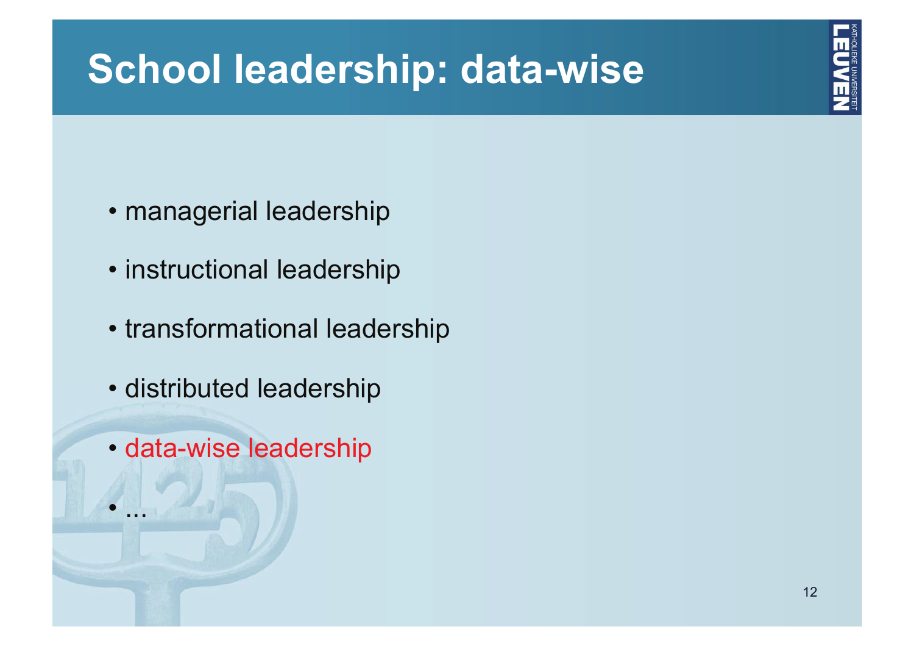# School leadership: data-wise

- managerial leadership
- instructional leadership
- transformational leadership
- distributed leadership
- data-wise leadership
- ...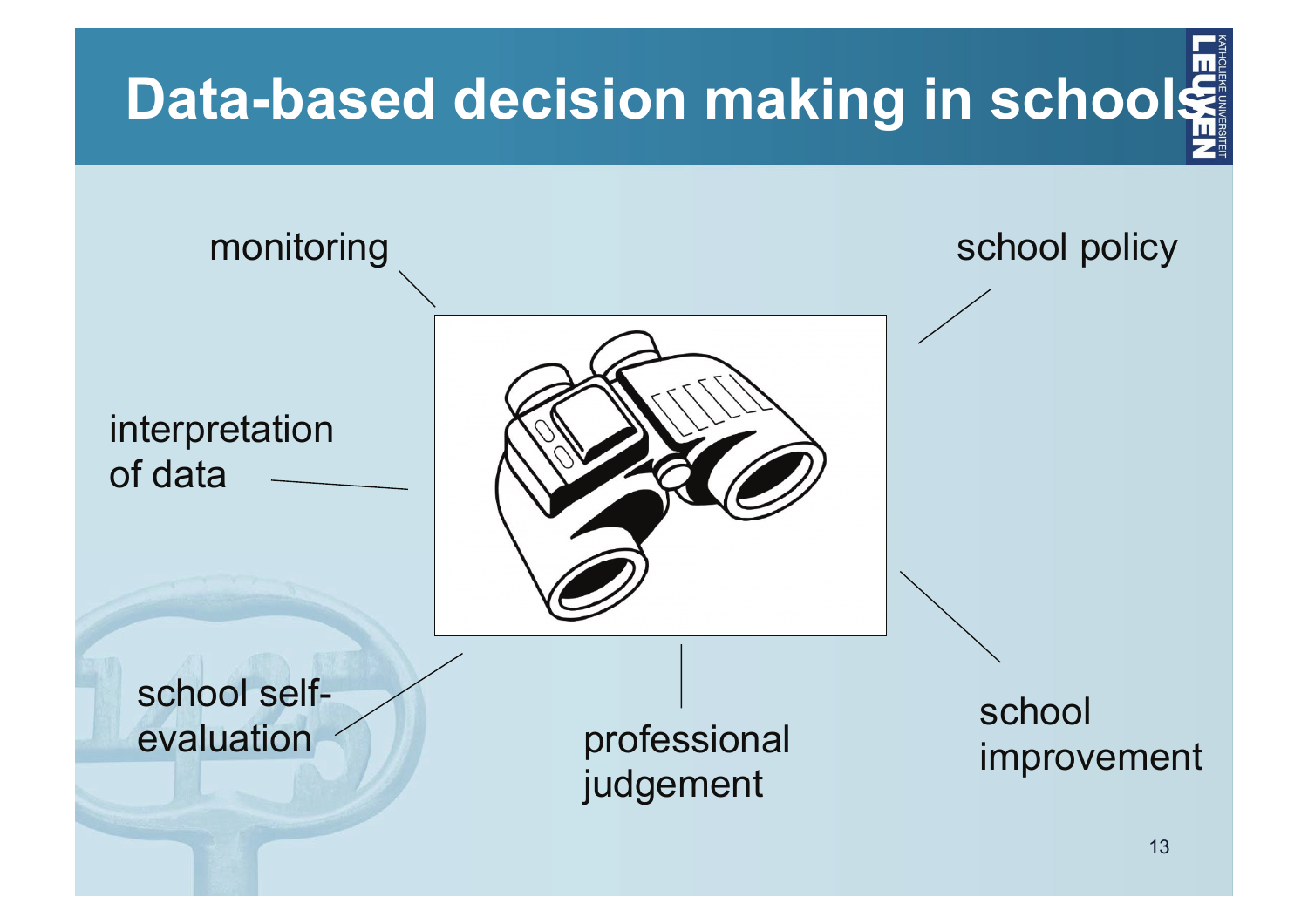# Data-based decision making in schools

- monitoring
- school policy
- interpretation of data
- school self-evaluation
- professional judgement
- school improvement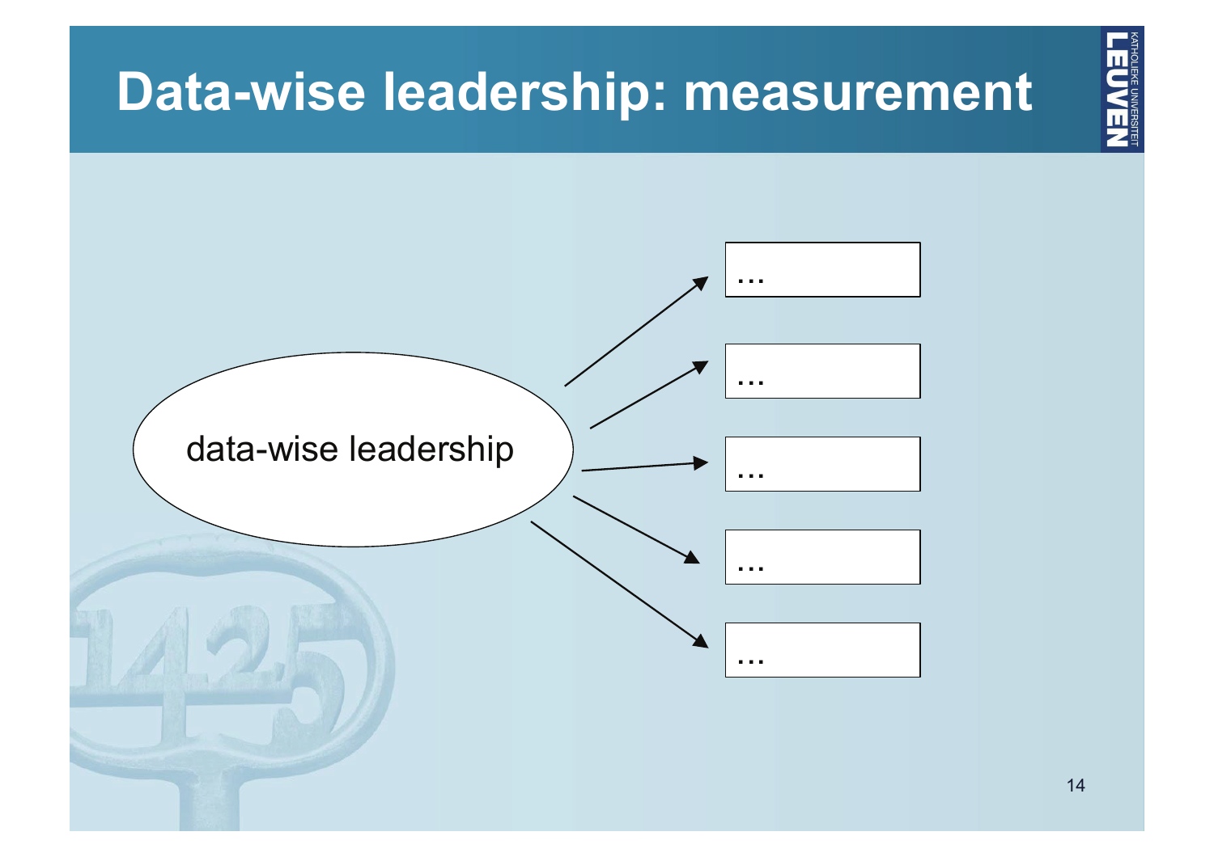# Data-wise leadership: measurement

data-wise leadership

…

…

…

…

…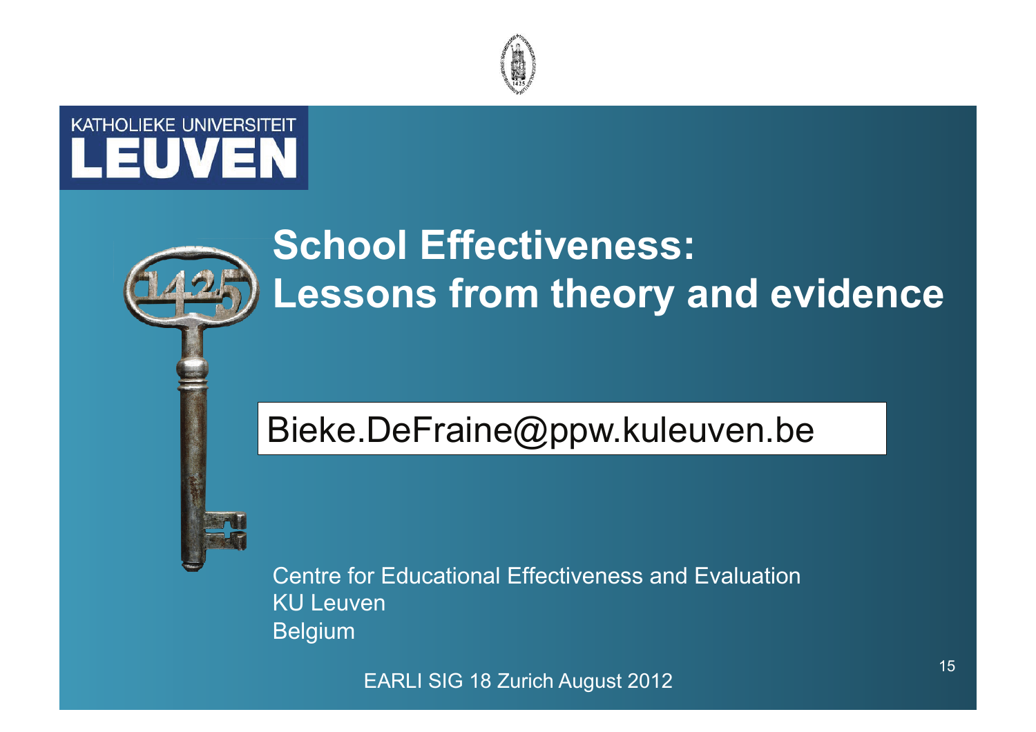KATHOLIEKE UNIVERSITEIT
LEUVEN

# School Effectiveness: Lessons from theory and evidence

Bieke.DeFraine@ppw.kuleuven.be

Centre for Educational Effectiveness and Evaluation
KU Leuven
Belgium

EARLI SIG 18 Zurich August 2012